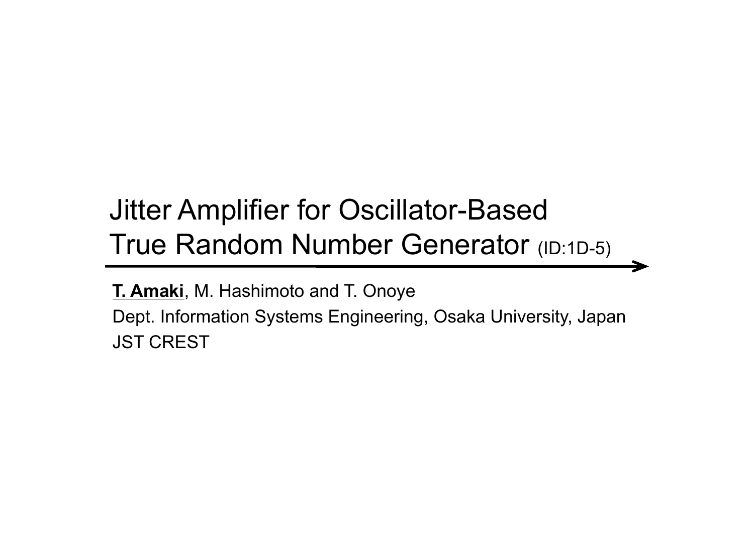# Jitter Amplifier for Oscillator-Based True Random Number Generator (ID:1D-5)

**T. Amaki**, M. Hashimoto and T. Onoye

Dept. Information Systems Engineering, Osaka University, Japan

JST CREST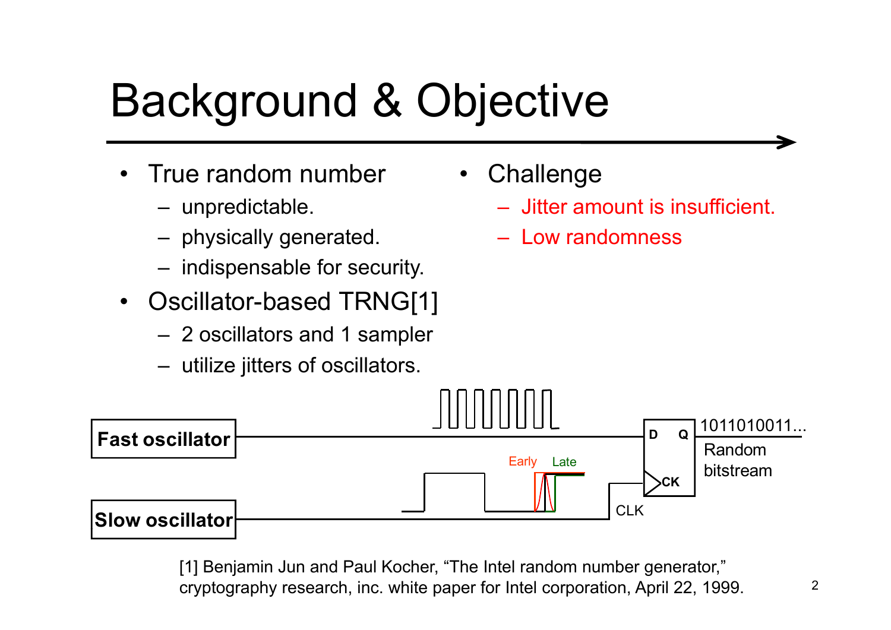# Background & Objective

- True random number
  - unpredictable.
  - physically generated.
  - indispensable for security.
- Oscillator-based TRNG[1]
  - 2 oscillators and 1 sampler
  - utilize jitters of oscillators.
- Challenge
  - Jitter amount is insufficient.
  - Low randomness

Fast oscillator

Slow oscillator

Early Late

CLK

D Q

CK

1011010011...

Random bitstream

[1] Benjamin Jun and Paul Kocher, "The Intel random number generator," cryptography research, inc. white paper for Intel corporation, April 22, 1999.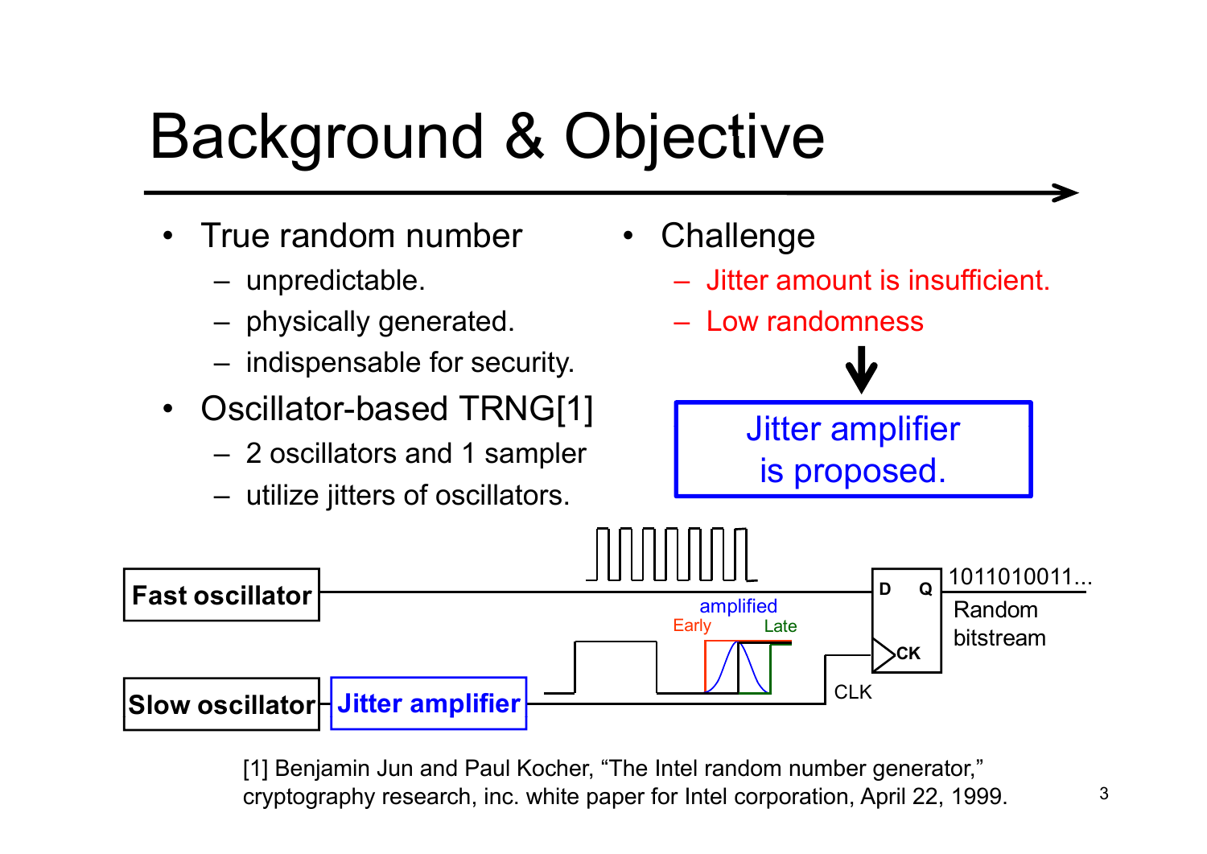# Background & Objective

- True random number
  - unpredictable.
  - physically generated.
  - indispensable for security.
- Oscillator-based TRNG[1]
  - 2 oscillators and 1 sampler
  - utilize jitters of oscillators.
- Challenge
  - Jitter amount is insufficient.
  - Low randomness

**Jitter amplifier is proposed.**

**Fast oscillator**

**Slow oscillator** → **Jitter amplifier**

amplified

Early Late

CLK

D Q

CK

1011010011...

Random bitstream

[1] Benjamin Jun and Paul Kocher, "The Intel random number generator," cryptography research, inc. white paper for Intel corporation, April 22, 1999.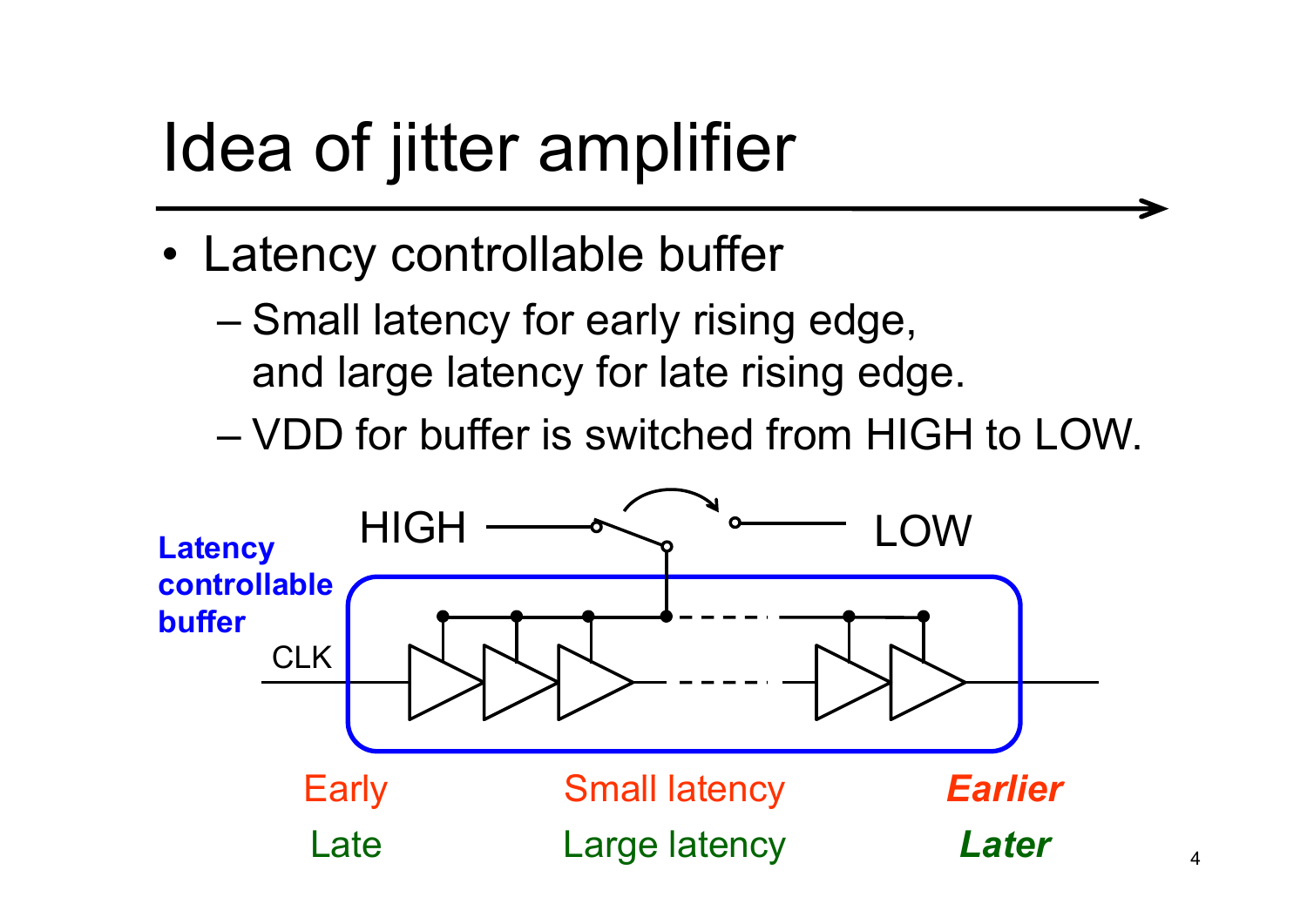# Idea of jitter amplifier

- Latency controllable buffer
  - Small latency for early rising edge, and large latency for late rising edge.
  - VDD for buffer is switched from HIGH to LOW.

**Latency controllable buffer**

HIGH → LOW

CLK

| Early | Small latency | ***Earlier*** |
|---|---|---|
| Late | Large latency | ***Later*** |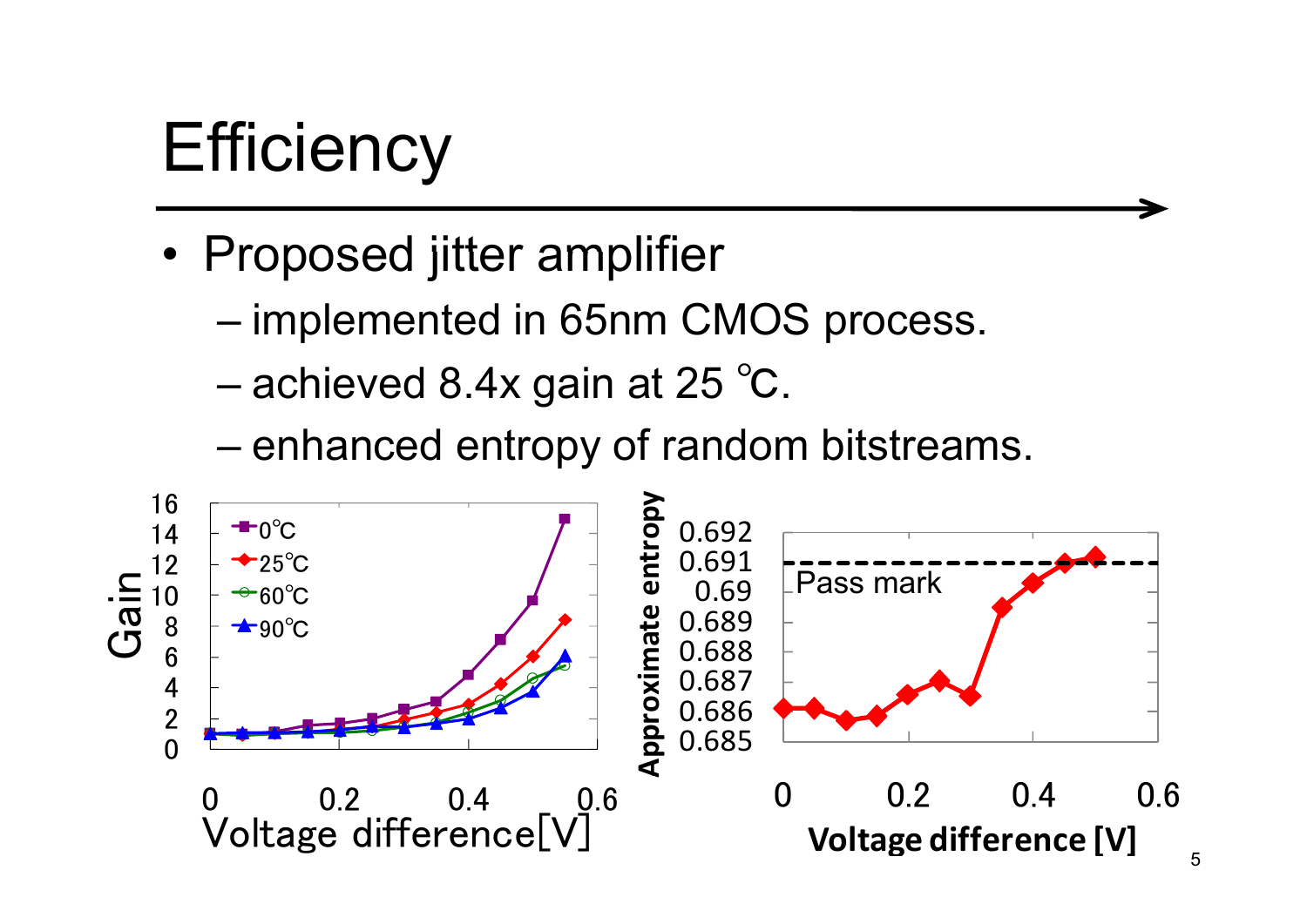# Efficiency

- Proposed jitter amplifier
  - implemented in 65nm CMOS process.
  - achieved 8.4x gain at 25 ℃.
  - enhanced entropy of random bitstreams.

Gain

16
14
12
10
8
6
4
2
0

0℃
25℃
60℃
90℃

0
0.2
0.4
0.6

Voltage difference[V]

Approximate entropy

0.692
0.691
0.69
0.689
0.688
0.687
0.686
0.685

Pass mark

0
0.2
0.4
0.6

Voltage difference [V]